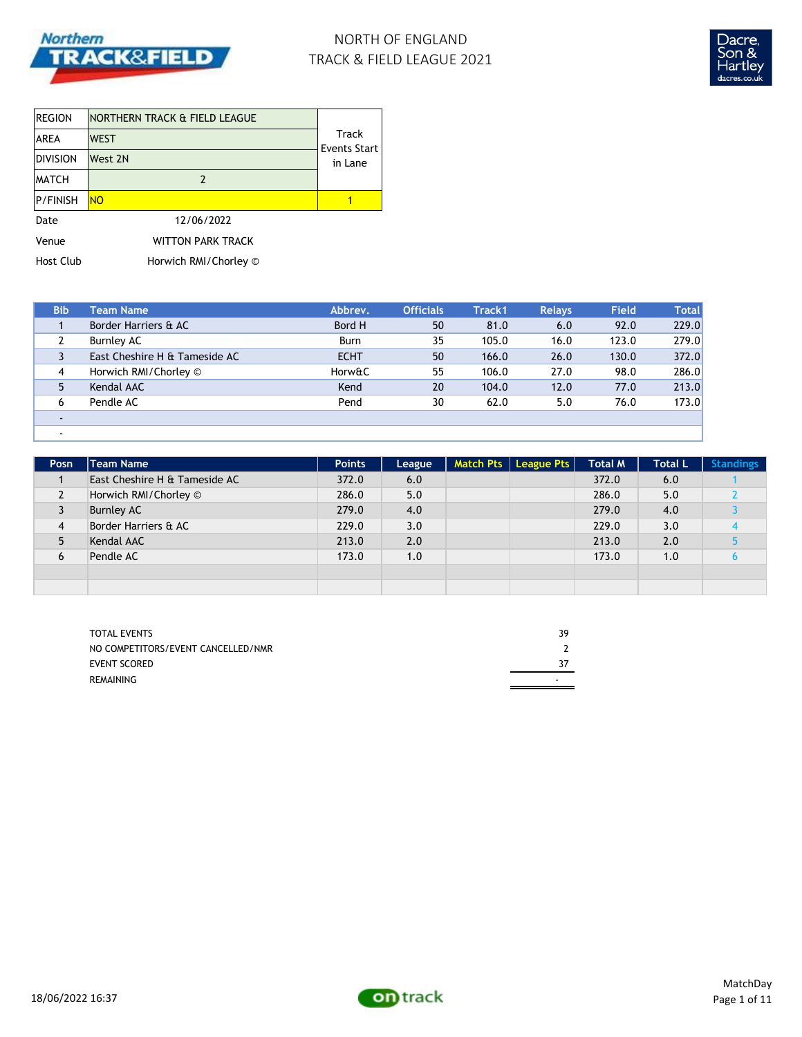# NORTH OF ENGLAND
# TRACK & FIELD LEAGUE 2021

| | | |
|---|---|---|
| REGION | NORTHERN TRACK & FIELD LEAGUE | Track Events Start in Lane |
| AREA | WEST | |
| DIVISION | West 2N | |
| MATCH | 2 | |
| P/FINISH | NO | 1 |

Date 12/06/2022

Venue WITTON PARK TRACK

Host Club Horwich RMI/Chorley ©

| Bib | Team Name | Abbrev. | Officials | Track1 | Relays | Field | Total |
|---|---|---|---|---|---|---|---|
| 1 | Border Harriers & AC | Bord H | 50 | 81.0 | 6.0 | 92.0 | 229.0 |
| 2 | Burnley AC | Burn | 35 | 105.0 | 16.0 | 123.0 | 279.0 |
| 3 | East Cheshire H & Tameside AC | ECHT | 50 | 166.0 | 26.0 | 130.0 | 372.0 |
| 4 | Horwich RMI/Chorley © | Horw&C | 55 | 106.0 | 27.0 | 98.0 | 286.0 |
| 5 | Kendal AAC | Kend | 20 | 104.0 | 12.0 | 77.0 | 213.0 |
| 6 | Pendle AC | Pend | 30 | 62.0 | 5.0 | 76.0 | 173.0 |
| - | | | | | | | |
| - | | | | | | | |

| Posn | Team Name | Points | League | Match Pts | League Pts | Total M | Total L | Standings |
|---|---|---|---|---|---|---|---|---|
| 1 | East Cheshire H & Tameside AC | 372.0 | 6.0 | | | 372.0 | 6.0 | 1 |
| 2 | Horwich RMI/Chorley © | 286.0 | 5.0 | | | 286.0 | 5.0 | 2 |
| 3 | Burnley AC | 279.0 | 4.0 | | | 279.0 | 4.0 | 3 |
| 4 | Border Harriers & AC | 229.0 | 3.0 | | | 229.0 | 3.0 | 4 |
| 5 | Kendal AAC | 213.0 | 2.0 | | | 213.0 | 2.0 | 5 |
| 6 | Pendle AC | 173.0 | 1.0 | | | 173.0 | 1.0 | 6 |

| | |
|---|---|
| TOTAL EVENTS | 39 |
| NO COMPETITORS/EVENT CANCELLED/NMR | 2 |
| EVENT SCORED | 37 |
| REMAINING | - |

18/06/2022 16:37

MatchDay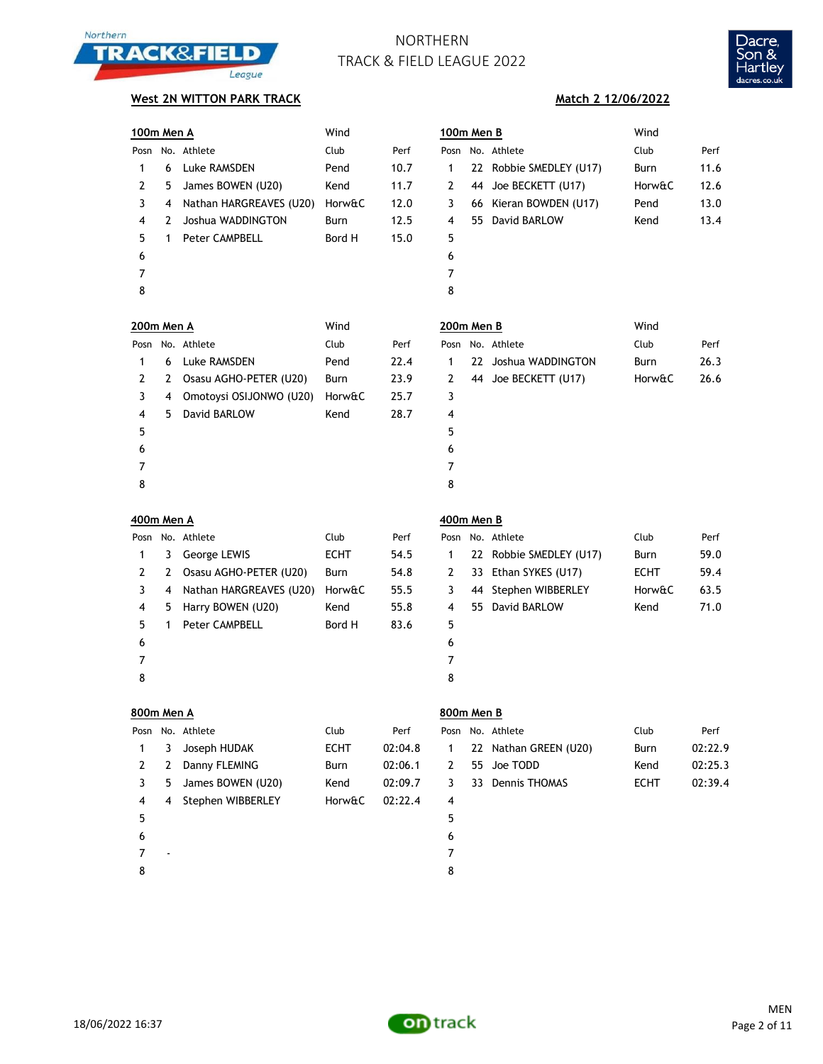# NORTHERN TRACK & FIELD LEAGUE 2022

**West 2N WITTON PARK TRACK** — **Match 2 12/06/2022**

## 100m Men A

Wind

| Posn | No. | Athlete | Club | Perf |
|---|---|---|---|---|
| 1 | 6 | Luke RAMSDEN | Pend | 10.7 |
| 2 | 5 | James BOWEN (U20) | Kend | 11.7 |
| 3 | 4 | Nathan HARGREAVES (U20) | Horw&C | 12.0 |
| 4 | 2 | Joshua WADDINGTON | Burn | 12.5 |
| 5 | 1 | Peter CAMPBELL | Bord H | 15.0 |
| 6 | | | | |
| 7 | | | | |
| 8 | | | | |

## 100m Men B

Wind

| Posn | No. | Athlete | Club | Perf |
|---|---|---|---|---|
| 1 | 22 | Robbie SMEDLEY (U17) | Burn | 11.6 |
| 2 | 44 | Joe BECKETT (U17) | Horw&C | 12.6 |
| 3 | 66 | Kieran BOWDEN (U17) | Pend | 13.0 |
| 4 | 55 | David BARLOW | Kend | 13.4 |
| 5 | | | | |
| 6 | | | | |
| 7 | | | | |
| 8 | | | | |

## 200m Men A

Wind

| Posn | No. | Athlete | Club | Perf |
|---|---|---|---|---|
| 1 | 6 | Luke RAMSDEN | Pend | 22.4 |
| 2 | 2 | Osasu AGHO-PETER (U20) | Burn | 23.9 |
| 3 | 4 | Omotoysi OSIJONWO (U20) | Horw&C | 25.7 |
| 4 | 5 | David BARLOW | Kend | 28.7 |
| 5 | | | | |
| 6 | | | | |
| 7 | | | | |
| 8 | | | | |

## 200m Men B

Wind

| Posn | No. | Athlete | Club | Perf |
|---|---|---|---|---|
| 1 | 22 | Joshua WADDINGTON | Burn | 26.3 |
| 2 | 44 | Joe BECKETT (U17) | Horw&C | 26.6 |
| 3 | | | | |
| 4 | | | | |
| 5 | | | | |
| 6 | | | | |
| 7 | | | | |
| 8 | | | | |

## 400m Men A

| Posn | No. | Athlete | Club | Perf |
|---|---|---|---|---|
| 1 | 3 | George LEWIS | ECHT | 54.5 |
| 2 | 2 | Osasu AGHO-PETER (U20) | Burn | 54.8 |
| 3 | 4 | Nathan HARGREAVES (U20) | Horw&C | 55.5 |
| 4 | 5 | Harry BOWEN (U20) | Kend | 55.8 |
| 5 | 1 | Peter CAMPBELL | Bord H | 83.6 |
| 6 | | | | |
| 7 | | | | |
| 8 | | | | |

## 400m Men B

| Posn | No. | Athlete | Club | Perf |
|---|---|---|---|---|
| 1 | 22 | Robbie SMEDLEY (U17) | Burn | 59.0 |
| 2 | 33 | Ethan SYKES (U17) | ECHT | 59.4 |
| 3 | 44 | Stephen WIBBERLEY | Horw&C | 63.5 |
| 4 | 55 | David BARLOW | Kend | 71.0 |
| 5 | | | | |
| 6 | | | | |
| 7 | | | | |
| 8 | | | | |

## 800m Men A

| Posn | No. | Athlete | Club | Perf |
|---|---|---|---|---|
| 1 | 3 | Joseph HUDAK | ECHT | 02:04.8 |
| 2 | 2 | Danny FLEMING | Burn | 02:06.1 |
| 3 | 5 | James BOWEN (U20) | Kend | 02:09.7 |
| 4 | 4 | Stephen WIBBERLEY | Horw&C | 02:22.4 |
| 5 | | | | |
| 6 | | | | |
| 7 | - | | | |
| 8 | | | | |

## 800m Men B

| Posn | No. | Athlete | Club | Perf |
|---|---|---|---|---|
| 1 | 22 | Nathan GREEN (U20) | Burn | 02:22.9 |
| 2 | 55 | Joe TODD | Kend | 02:25.3 |
| 3 | 33 | Dennis THOMAS | ECHT | 02:39.4 |
| 4 | | | | |
| 5 | | | | |
| 6 | | | | |
| 7 | | | | |
| 8 | | | | |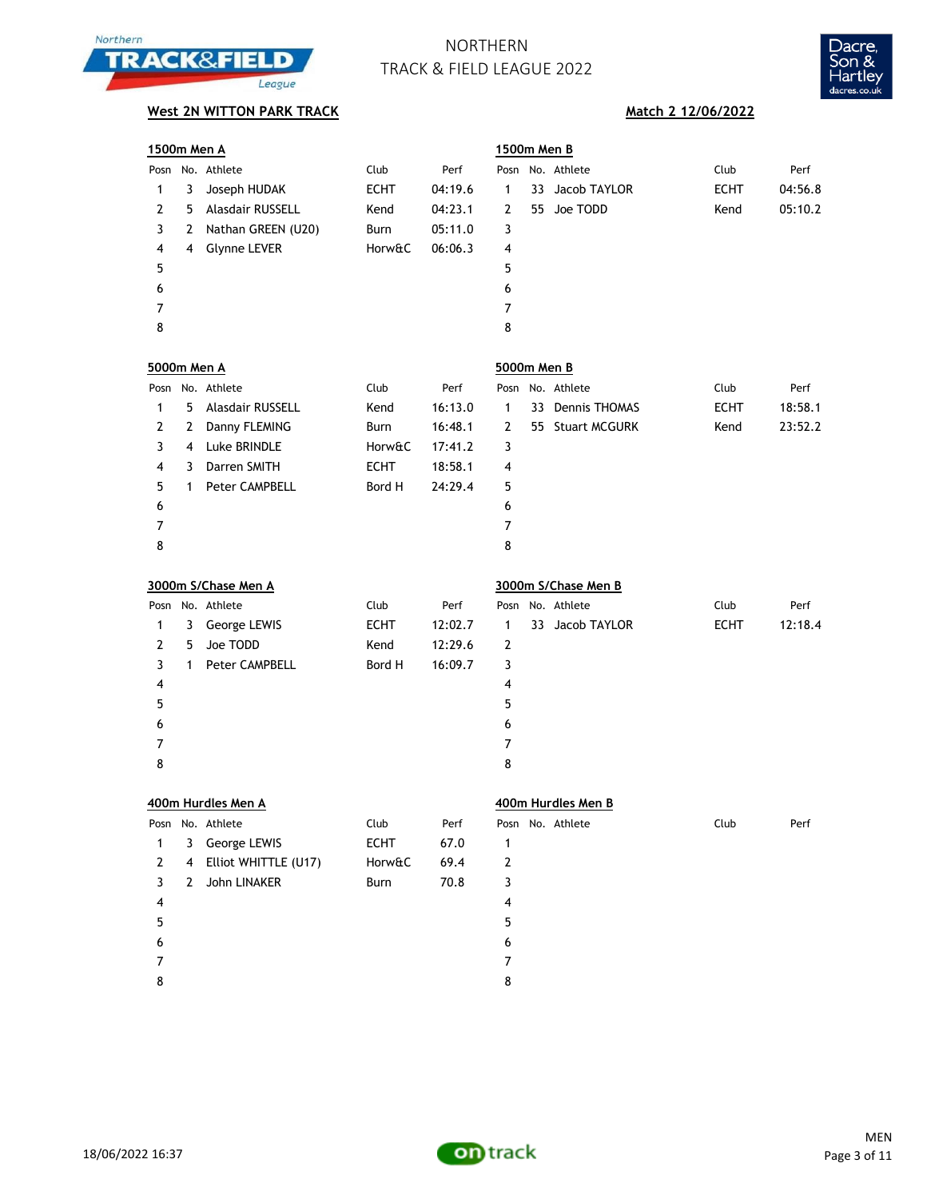# NORTHERN TRACK & FIELD LEAGUE 2022

**West 2N WITTON PARK TRACK** | **Match 2 12/06/2022**

### 1500m Men A

| Posn | No. | Athlete | Club | Perf |
|---|---|---|---|---|
| 1 | 3 | Joseph HUDAK | ECHT | 04:19.6 |
| 2 | 5 | Alasdair RUSSELL | Kend | 04:23.1 |
| 3 | 2 | Nathan GREEN (U20) | Burn | 05:11.0 |
| 4 | 4 | Glynne LEVER | Horw&C | 06:06.3 |
| 5 | | | | |
| 6 | | | | |
| 7 | | | | |
| 8 | | | | |

### 1500m Men B

| Posn | No. | Athlete | Club | Perf |
|---|---|---|---|---|
| 1 | 33 | Jacob TAYLOR | ECHT | 04:56.8 |
| 2 | 55 | Joe TODD | Kend | 05:10.2 |
| 3 | | | | |
| 4 | | | | |
| 5 | | | | |
| 6 | | | | |
| 7 | | | | |
| 8 | | | | |

### 5000m Men A

| Posn | No. | Athlete | Club | Perf |
|---|---|---|---|---|
| 1 | 5 | Alasdair RUSSELL | Kend | 16:13.0 |
| 2 | 2 | Danny FLEMING | Burn | 16:48.1 |
| 3 | 4 | Luke BRINDLE | Horw&C | 17:41.2 |
| 4 | 3 | Darren SMITH | ECHT | 18:58.1 |
| 5 | 1 | Peter CAMPBELL | Bord H | 24:29.4 |
| 6 | | | | |
| 7 | | | | |
| 8 | | | | |

### 5000m Men B

| Posn | No. | Athlete | Club | Perf |
|---|---|---|---|---|
| 1 | 33 | Dennis THOMAS | ECHT | 18:58.1 |
| 2 | 55 | Stuart MCGURK | Kend | 23:52.2 |
| 3 | | | | |
| 4 | | | | |
| 5 | | | | |
| 6 | | | | |
| 7 | | | | |
| 8 | | | | |

### 3000m S/Chase Men A

| Posn | No. | Athlete | Club | Perf |
|---|---|---|---|---|
| 1 | 3 | George LEWIS | ECHT | 12:02.7 |
| 2 | 5 | Joe TODD | Kend | 12:29.6 |
| 3 | 1 | Peter CAMPBELL | Bord H | 16:09.7 |
| 4 | | | | |
| 5 | | | | |
| 6 | | | | |
| 7 | | | | |
| 8 | | | | |

### 3000m S/Chase Men B

| Posn | No. | Athlete | Club | Perf |
|---|---|---|---|---|
| 1 | 33 | Jacob TAYLOR | ECHT | 12:18.4 |
| 2 | | | | |
| 3 | | | | |
| 4 | | | | |
| 5 | | | | |
| 6 | | | | |
| 7 | | | | |
| 8 | | | | |

### 400m Hurdles Men A

| Posn | No. | Athlete | Club | Perf |
|---|---|---|---|---|
| 1 | 3 | George LEWIS | ECHT | 67.0 |
| 2 | 4 | Elliot WHITTLE (U17) | Horw&C | 69.4 |
| 3 | 2 | John LINAKER | Burn | 70.8 |
| 4 | | | | |
| 5 | | | | |
| 6 | | | | |
| 7 | | | | |
| 8 | | | | |

### 400m Hurdles Men B

| Posn | No. | Athlete | Club | Perf |
|---|---|---|---|---|
| 1 | | | | |
| 2 | | | | |
| 3 | | | | |
| 4 | | | | |
| 5 | | | | |
| 6 | | | | |
| 7 | | | | |
| 8 | | | | |

18/06/2022 16:37

MEN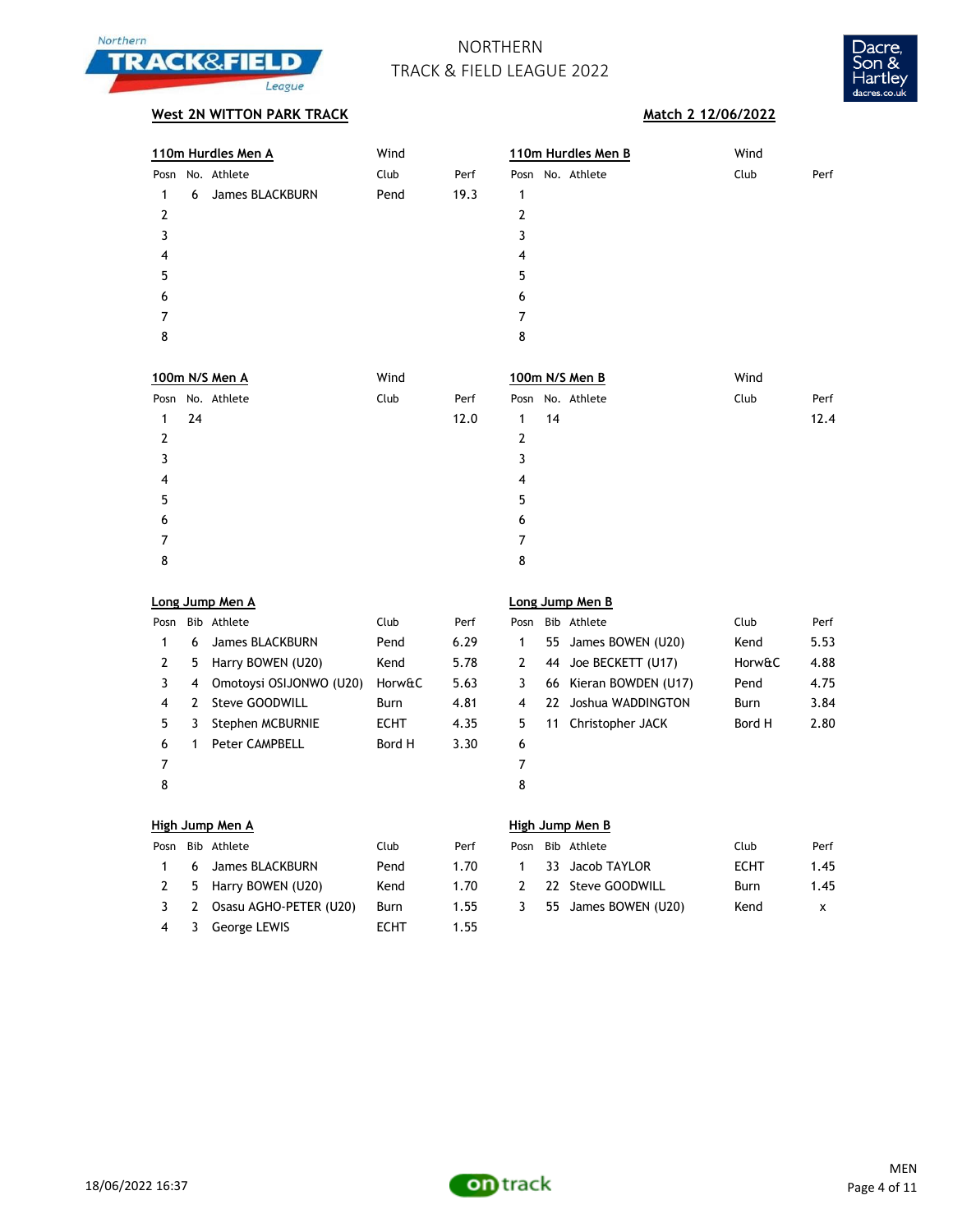# NORTHERN TRACK & FIELD LEAGUE 2022

**West 2N WITTON PARK TRACK** — **Match 2 12/06/2022**

### 110m Hurdles Men A

Wind

| Posn | No. | Athlete | Club | Perf |
|---|---|---|---|---|
| 1 | 6 | James BLACKBURN | Pend | 19.3 |
| 2 | | | | |
| 3 | | | | |
| 4 | | | | |
| 5 | | | | |
| 6 | | | | |
| 7 | | | | |
| 8 | | | | |

### 110m Hurdles Men B

Wind

| Posn | No. | Athlete | Club | Perf |
|---|---|---|---|---|
| 1 | | | | |
| 2 | | | | |
| 3 | | | | |
| 4 | | | | |
| 5 | | | | |
| 6 | | | | |
| 7 | | | | |
| 8 | | | | |

### 100m N/S Men A

Wind

| Posn | No. | Athlete | Club | Perf |
|---|---|---|---|---|
| 1 | 24 | | | 12.0 |
| 2 | | | | |
| 3 | | | | |
| 4 | | | | |
| 5 | | | | |
| 6 | | | | |
| 7 | | | | |
| 8 | | | | |

### 100m N/S Men B

Wind

| Posn | No. | Athlete | Club | Perf |
|---|---|---|---|---|
| 1 | 14 | | | 12.4 |
| 2 | | | | |
| 3 | | | | |
| 4 | | | | |
| 5 | | | | |
| 6 | | | | |
| 7 | | | | |
| 8 | | | | |

### Long Jump Men A

| Posn | Bib | Athlete | Club | Perf |
|---|---|---|---|---|
| 1 | 6 | James BLACKBURN | Pend | 6.29 |
| 2 | 5 | Harry BOWEN (U20) | Kend | 5.78 |
| 3 | 4 | Omotoysi OSIJONWO (U20) | Horw&C | 5.63 |
| 4 | 2 | Steve GOODWILL | Burn | 4.81 |
| 5 | 3 | Stephen MCBURNIE | ECHT | 4.35 |
| 6 | 1 | Peter CAMPBELL | Bord H | 3.30 |
| 7 | | | | |
| 8 | | | | |

### Long Jump Men B

| Posn | Bib | Athlete | Club | Perf |
|---|---|---|---|---|
| 1 | 55 | James BOWEN (U20) | Kend | 5.53 |
| 2 | 44 | Joe BECKETT (U17) | Horw&C | 4.88 |
| 3 | 66 | Kieran BOWDEN (U17) | Pend | 4.75 |
| 4 | 22 | Joshua WADDINGTON | Burn | 3.84 |
| 5 | 11 | Christopher JACK | Bord H | 2.80 |
| 6 | | | | |
| 7 | | | | |
| 8 | | | | |

### High Jump Men A

| Posn | Bib | Athlete | Club | Perf |
|---|---|---|---|---|
| 1 | 6 | James BLACKBURN | Pend | 1.70 |
| 2 | 5 | Harry BOWEN (U20) | Kend | 1.70 |
| 3 | 2 | Osasu AGHO-PETER (U20) | Burn | 1.55 |
| 4 | 3 | George LEWIS | ECHT | 1.55 |

### High Jump Men B

| Posn | Bib | Athlete | Club | Perf |
|---|---|---|---|---|
| 1 | 33 | Jacob TAYLOR | ECHT | 1.45 |
| 2 | 22 | Steve GOODWILL | Burn | 1.45 |
| 3 | 55 | James BOWEN (U20) | Kend | x |

18/06/2022 16:37

MEN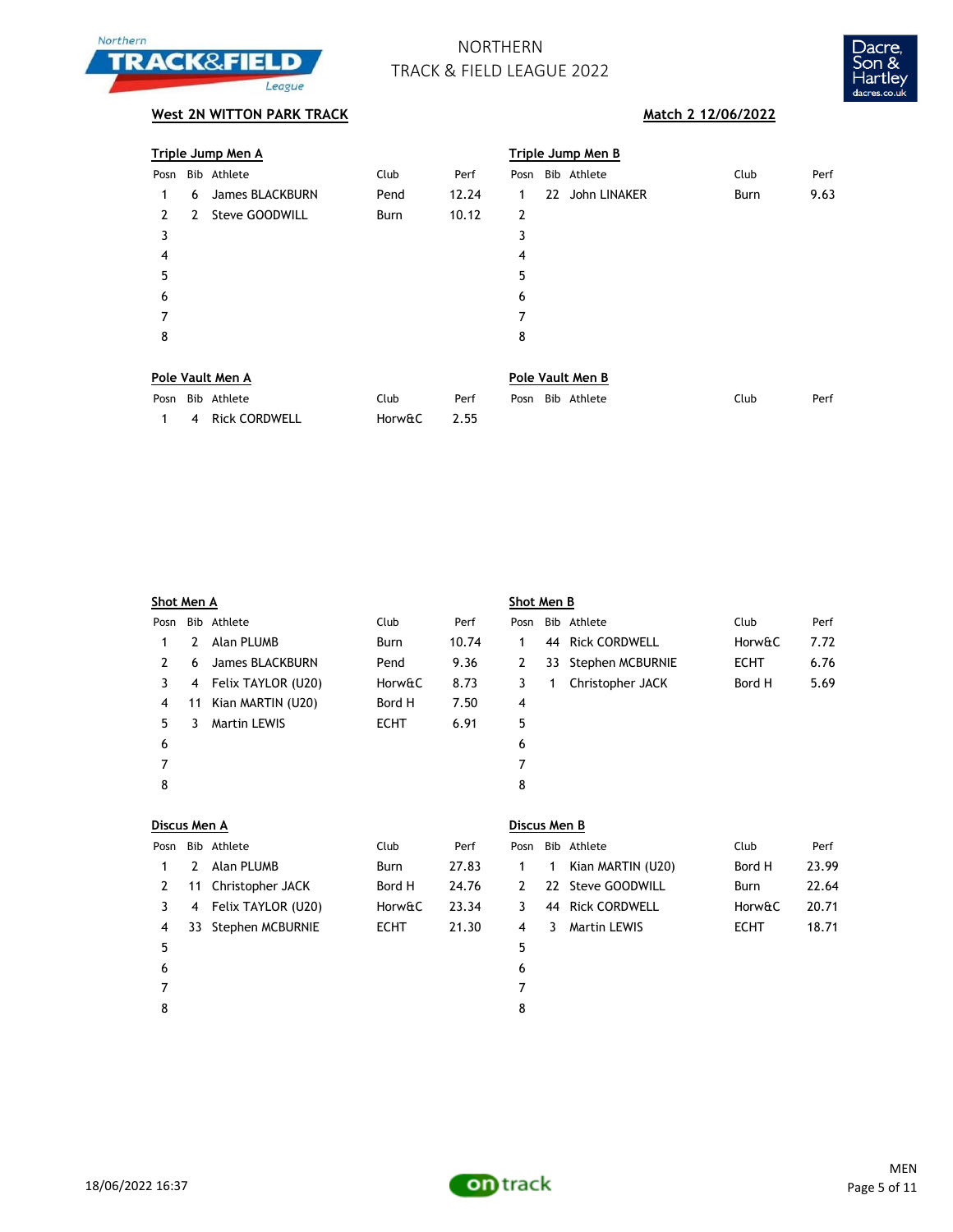# NORTHERN TRACK & FIELD LEAGUE 2022

**West 2N WITTON PARK TRACK** — **Match 2 12/06/2022**

## Triple Jump Men A

| Posn | Bib | Athlete | Club | Perf |
|---|---|---|---|---|
| 1 | 6 | James BLACKBURN | Pend | 12.24 |
| 2 | 2 | Steve GOODWILL | Burn | 10.12 |
| 3 | | | | |
| 4 | | | | |
| 5 | | | | |
| 6 | | | | |
| 7 | | | | |
| 8 | | | | |

## Triple Jump Men B

| Posn | Bib | Athlete | Club | Perf |
|---|---|---|---|---|
| 1 | 22 | John LINAKER | Burn | 9.63 |
| 2 | | | | |
| 3 | | | | |
| 4 | | | | |
| 5 | | | | |
| 6 | | | | |
| 7 | | | | |
| 8 | | | | |

## Pole Vault Men A

| Posn | Bib | Athlete | Club | Perf |
|---|---|---|---|---|
| 1 | 4 | Rick CORDWELL | Horw&C | 2.55 |

## Pole Vault Men B

| Posn | Bib | Athlete | Club | Perf |
|---|---|---|---|---|

## Shot Men A

| Posn | Bib | Athlete | Club | Perf |
|---|---|---|---|---|
| 1 | 2 | Alan PLUMB | Burn | 10.74 |
| 2 | 6 | James BLACKBURN | Pend | 9.36 |
| 3 | 4 | Felix TAYLOR (U20) | Horw&C | 8.73 |
| 4 | 11 | Kian MARTIN (U20) | Bord H | 7.50 |
| 5 | 3 | Martin LEWIS | ECHT | 6.91 |
| 6 | | | | |
| 7 | | | | |
| 8 | | | | |

## Shot Men B

| Posn | Bib | Athlete | Club | Perf |
|---|---|---|---|---|
| 1 | 44 | Rick CORDWELL | Horw&C | 7.72 |
| 2 | 33 | Stephen MCBURNIE | ECHT | 6.76 |
| 3 | 1 | Christopher JACK | Bord H | 5.69 |
| 4 | | | | |
| 5 | | | | |
| 6 | | | | |
| 7 | | | | |
| 8 | | | | |

## Discus Men A

| Posn | Bib | Athlete | Club | Perf |
|---|---|---|---|---|
| 1 | 2 | Alan PLUMB | Burn | 27.83 |
| 2 | 11 | Christopher JACK | Bord H | 24.76 |
| 3 | 4 | Felix TAYLOR (U20) | Horw&C | 23.34 |
| 4 | 33 | Stephen MCBURNIE | ECHT | 21.30 |
| 5 | | | | |
| 6 | | | | |
| 7 | | | | |
| 8 | | | | |

## Discus Men B

| Posn | Bib | Athlete | Club | Perf |
|---|---|---|---|---|
| 1 | 1 | Kian MARTIN (U20) | Bord H | 23.99 |
| 2 | 22 | Steve GOODWILL | Burn | 22.64 |
| 3 | 44 | Rick CORDWELL | Horw&C | 20.71 |
| 4 | 3 | Martin LEWIS | ECHT | 18.71 |
| 5 | | | | |
| 6 | | | | |
| 7 | | | | |
| 8 | | | | |

18/06/2022 16:37 — MEN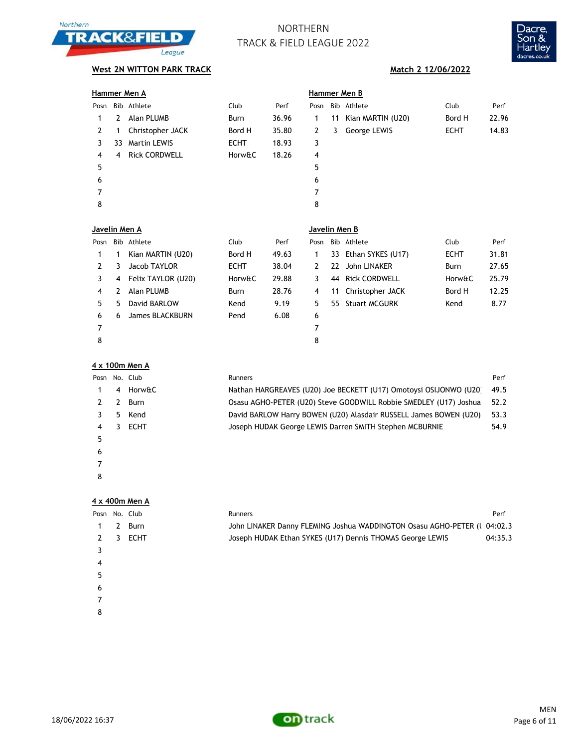# NORTHERN TRACK & FIELD LEAGUE 2022

**West 2N WITTON PARK TRACK** — **Match 2 12/06/2022**

### Hammer Men A

| Posn | Bib | Athlete | Club | Perf |
|---|---|---|---|---|
| 1 | 2 | Alan PLUMB | Burn | 36.96 |
| 2 | 1 | Christopher JACK | Bord H | 35.80 |
| 3 | 33 | Martin LEWIS | ECHT | 18.93 |
| 4 | 4 | Rick CORDWELL | Horw&C | 18.26 |
| 5 | | | | |
| 6 | | | | |
| 7 | | | | |
| 8 | | | | |

### Hammer Men B

| Posn | Bib | Athlete | Club | Perf |
|---|---|---|---|---|
| 1 | 11 | Kian MARTIN (U20) | Bord H | 22.96 |
| 2 | 3 | George LEWIS | ECHT | 14.83 |
| 3 | | | | |
| 4 | | | | |
| 5 | | | | |
| 6 | | | | |
| 7 | | | | |
| 8 | | | | |

### Javelin Men A

| Posn | Bib | Athlete | Club | Perf |
|---|---|---|---|---|
| 1 | 1 | Kian MARTIN (U20) | Bord H | 49.63 |
| 2 | 3 | Jacob TAYLOR | ECHT | 38.04 |
| 3 | 4 | Felix TAYLOR (U20) | Horw&C | 29.88 |
| 4 | 2 | Alan PLUMB | Burn | 28.76 |
| 5 | 5 | David BARLOW | Kend | 9.19 |
| 6 | 6 | James BLACKBURN | Pend | 6.08 |
| 7 | | | | |
| 8 | | | | |

### Javelin Men B

| Posn | Bib | Athlete | Club | Perf |
|---|---|---|---|---|
| 1 | 33 | Ethan SYKES (U17) | ECHT | 31.81 |
| 2 | 22 | John LINAKER | Burn | 27.65 |
| 3 | 44 | Rick CORDWELL | Horw&C | 25.79 |
| 4 | 11 | Christopher JACK | Bord H | 12.25 |
| 5 | 55 | Stuart MCGURK | Kend | 8.77 |
| 6 | | | | |
| 7 | | | | |
| 8 | | | | |

### 4 x 100m Men A

| Posn | No. | Club | Runners | Perf |
|---|---|---|---|---|
| 1 | 4 | Horw&C | Nathan HARGREAVES (U20) Joe BECKETT (U17) Omotoysi OSIJONWO (U20) | 49.5 |
| 2 | 2 | Burn | Osasu AGHO-PETER (U20) Steve GOODWILL Robbie SMEDLEY (U17) Joshua | 52.2 |
| 3 | 5 | Kend | David BARLOW Harry BOWEN (U20) Alasdair RUSSELL James BOWEN (U20) | 53.3 |
| 4 | 3 | ECHT | Joseph HUDAK George LEWIS Darren SMITH Stephen MCBURNIE | 54.9 |
| 5 | | | | |
| 6 | | | | |
| 7 | | | | |
| 8 | | | | |

### 4 x 400m Men A

| Posn | No. | Club | Runners | Perf |
|---|---|---|---|---|
| 1 | 2 | Burn | John LINAKER Danny FLEMING Joshua WADDINGTON Osasu AGHO-PETER (U | 04:02.3 |
| 2 | 3 | ECHT | Joseph HUDAK Ethan SYKES (U17) Dennis THOMAS George LEWIS | 04:35.3 |
| 3 | | | | |
| 4 | | | | |
| 5 | | | | |
| 6 | | | | |
| 7 | | | | |
| 8 | | | | |

18/06/2022 16:37 — MEN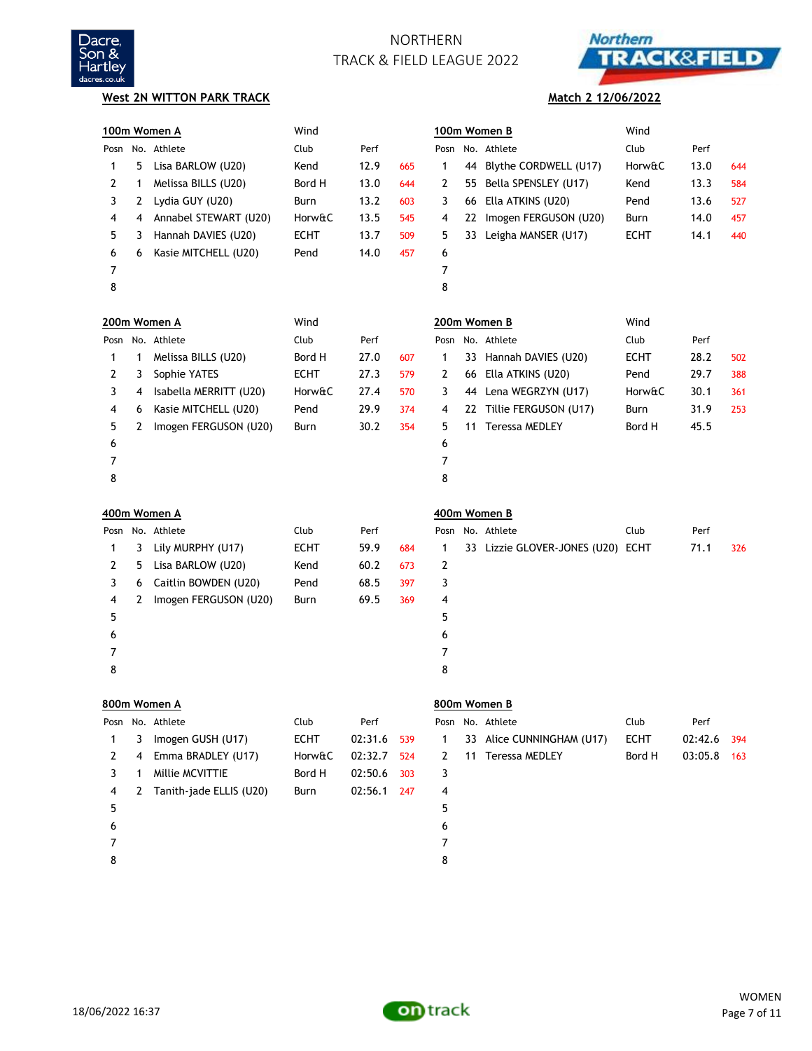NORTHERN
TRACK & FIELD LEAGUE 2022

**West 2N WITTON PARK TRACK** — **Match 2 12/06/2022**

**100m Women A** — Wind

| Posn | No. | Athlete | Club | Perf | |
|---|---|---|---|---|---|
| 1 | 5 | Lisa BARLOW (U20) | Kend | 12.9 | 665 |
| 2 | 1 | Melissa BILLS (U20) | Bord H | 13.0 | 644 |
| 3 | 2 | Lydia GUY (U20) | Burn | 13.2 | 603 |
| 4 | 4 | Annabel STEWART (U20) | Horw&C | 13.5 | 545 |
| 5 | 3 | Hannah DAVIES (U20) | ECHT | 13.7 | 509 |
| 6 | 6 | Kasie MITCHELL (U20) | Pend | 14.0 | 457 |
| 7 | | | | | |
| 8 | | | | | |

**100m Women B** — Wind

| Posn | No. | Athlete | Club | Perf | |
|---|---|---|---|---|---|
| 1 | 44 | Blythe CORDWELL (U17) | Horw&C | 13.0 | 644 |
| 2 | 55 | Bella SPENSLEY (U17) | Kend | 13.3 | 584 |
| 3 | 66 | Ella ATKINS (U20) | Pend | 13.6 | 527 |
| 4 | 22 | Imogen FERGUSON (U20) | Burn | 14.0 | 457 |
| 5 | 33 | Leigha MANSER (U17) | ECHT | 14.1 | 440 |
| 6 | | | | | |
| 7 | | | | | |
| 8 | | | | | |

**200m Women A** — Wind

| Posn | No. | Athlete | Club | Perf | |
|---|---|---|---|---|---|
| 1 | 1 | Melissa BILLS (U20) | Bord H | 27.0 | 607 |
| 2 | 3 | Sophie YATES | ECHT | 27.3 | 579 |
| 3 | 4 | Isabella MERRITT (U20) | Horw&C | 27.4 | 570 |
| 4 | 6 | Kasie MITCHELL (U20) | Pend | 29.9 | 374 |
| 5 | 2 | Imogen FERGUSON (U20) | Burn | 30.2 | 354 |
| 6 | | | | | |
| 7 | | | | | |
| 8 | | | | | |

**200m Women B** — Wind

| Posn | No. | Athlete | Club | Perf | |
|---|---|---|---|---|---|
| 1 | 33 | Hannah DAVIES (U20) | ECHT | 28.2 | 502 |
| 2 | 66 | Ella ATKINS (U20) | Pend | 29.7 | 388 |
| 3 | 44 | Lena WEGRZYN (U17) | Horw&C | 30.1 | 361 |
| 4 | 22 | Tillie FERGUSON (U17) | Burn | 31.9 | 253 |
| 5 | 11 | Teressa MEDLEY | Bord H | 45.5 | |
| 6 | | | | | |
| 7 | | | | | |
| 8 | | | | | |

**400m Women A**

| Posn | No. | Athlete | Club | Perf | |
|---|---|---|---|---|---|
| 1 | 3 | Lily MURPHY (U17) | ECHT | 59.9 | 684 |
| 2 | 5 | Lisa BARLOW (U20) | Kend | 60.2 | 673 |
| 3 | 6 | Caitlin BOWDEN (U20) | Pend | 68.5 | 397 |
| 4 | 2 | Imogen FERGUSON (U20) | Burn | 69.5 | 369 |
| 5 | | | | | |
| 6 | | | | | |
| 7 | | | | | |
| 8 | | | | | |

**400m Women B**

| Posn | No. | Athlete | Club | Perf | |
|---|---|---|---|---|---|
| 1 | 33 | Lizzie GLOVER-JONES (U20) | ECHT | 71.1 | 326 |
| 2 | | | | | |
| 3 | | | | | |
| 4 | | | | | |
| 5 | | | | | |
| 6 | | | | | |
| 7 | | | | | |
| 8 | | | | | |

**800m Women A**

| Posn | No. | Athlete | Club | Perf | |
|---|---|---|---|---|---|
| 1 | 3 | Imogen GUSH (U17) | ECHT | 02:31.6 | 539 |
| 2 | 4 | Emma BRADLEY (U17) | Horw&C | 02:32.7 | 524 |
| 3 | 1 | Millie MCVITTIE | Bord H | 02:50.6 | 303 |
| 4 | 2 | Tanith-jade ELLIS (U20) | Burn | 02:56.1 | 247 |
| 5 | | | | | |
| 6 | | | | | |
| 7 | | | | | |
| 8 | | | | | |

**800m Women B**

| Posn | No. | Athlete | Club | Perf | |
|---|---|---|---|---|---|
| 1 | 33 | Alice CUNNINGHAM (U17) | ECHT | 02:42.6 | 394 |
| 2 | 11 | Teressa MEDLEY | Bord H | 03:05.8 | 163 |
| 3 | | | | | |
| 4 | | | | | |
| 5 | | | | | |
| 6 | | | | | |
| 7 | | | | | |
| 8 | | | | | |

18/06/2022 16:37 — WOMEN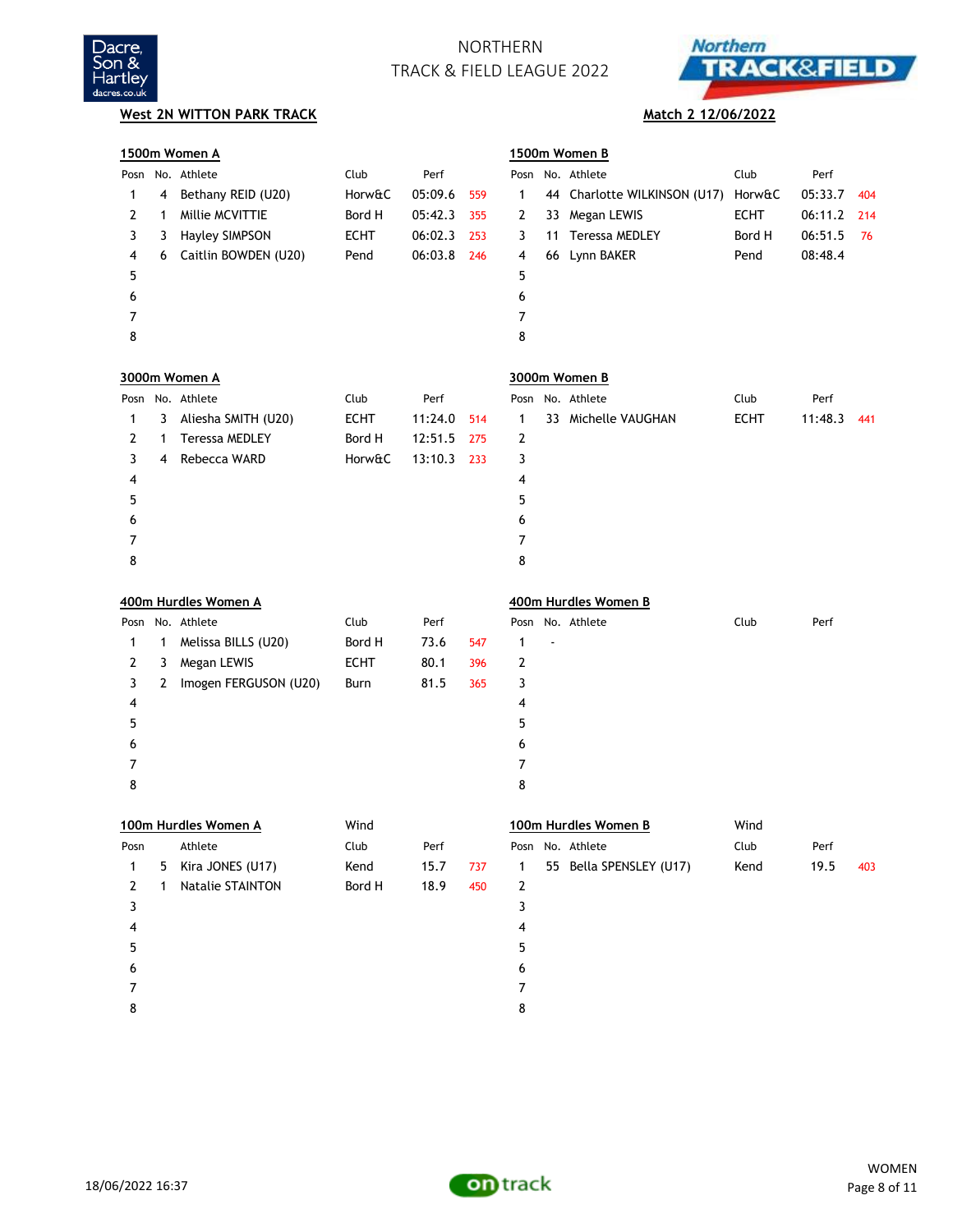# NORTHERN TRACK & FIELD LEAGUE 2022

**West 2N WITTON PARK TRACK** — **Match 2 12/06/2022**

### 1500m Women A

| Posn | No. | Athlete | Club | Perf | |
|---|---|---|---|---|---|
| 1 | 4 | Bethany REID (U20) | Horw&C | 05:09.6 | 559 |
| 2 | 1 | Millie MCVITTIE | Bord H | 05:42.3 | 355 |
| 3 | 3 | Hayley SIMPSON | ECHT | 06:02.3 | 253 |
| 4 | 6 | Caitlin BOWDEN (U20) | Pend | 06:03.8 | 246 |
| 5 | | | | | |
| 6 | | | | | |
| 7 | | | | | |
| 8 | | | | | |

### 1500m Women B

| Posn | No. | Athlete | Club | Perf | |
|---|---|---|---|---|---|
| 1 | 44 | Charlotte WILKINSON (U17) | Horw&C | 05:33.7 | 404 |
| 2 | 33 | Megan LEWIS | ECHT | 06:11.2 | 214 |
| 3 | 11 | Teressa MEDLEY | Bord H | 06:51.5 | 76 |
| 4 | 66 | Lynn BAKER | Pend | 08:48.4 | |
| 5 | | | | | |
| 6 | | | | | |
| 7 | | | | | |
| 8 | | | | | |

### 3000m Women A

| Posn | No. | Athlete | Club | Perf | |
|---|---|---|---|---|---|
| 1 | 3 | Aliesha SMITH (U20) | ECHT | 11:24.0 | 514 |
| 2 | 1 | Teressa MEDLEY | Bord H | 12:51.5 | 275 |
| 3 | 4 | Rebecca WARD | Horw&C | 13:10.3 | 233 |
| 4 | | | | | |
| 5 | | | | | |
| 6 | | | | | |
| 7 | | | | | |
| 8 | | | | | |

### 3000m Women B

| Posn | No. | Athlete | Club | Perf | |
|---|---|---|---|---|---|
| 1 | 33 | Michelle VAUGHAN | ECHT | 11:48.3 | 441 |
| 2 | | | | | |
| 3 | | | | | |
| 4 | | | | | |
| 5 | | | | | |
| 6 | | | | | |
| 7 | | | | | |
| 8 | | | | | |

### 400m Hurdles Women A

| Posn | No. | Athlete | Club | Perf | |
|---|---|---|---|---|---|
| 1 | 1 | Melissa BILLS (U20) | Bord H | 73.6 | 547 |
| 2 | 3 | Megan LEWIS | ECHT | 80.1 | 396 |
| 3 | 2 | Imogen FERGUSON (U20) | Burn | 81.5 | 365 |
| 4 | | | | | |
| 5 | | | | | |
| 6 | | | | | |
| 7 | | | | | |
| 8 | | | | | |

### 400m Hurdles Women B

| Posn | No. | Athlete | Club | Perf | |
|---|---|---|---|---|---|
| 1 | - | | | | |
| 2 | | | | | |
| 3 | | | | | |
| 4 | | | | | |
| 5 | | | | | |
| 6 | | | | | |
| 7 | | | | | |
| 8 | | | | | |

### 100m Hurdles Women A

Wind

| Posn | | Athlete | Club | Perf | |
|---|---|---|---|---|---|
| 1 | 5 | Kira JONES (U17) | Kend | 15.7 | 737 |
| 2 | 1 | Natalie STAINTON | Bord H | 18.9 | 450 |
| 3 | | | | | |
| 4 | | | | | |
| 5 | | | | | |
| 6 | | | | | |
| 7 | | | | | |
| 8 | | | | | |

### 100m Hurdles Women B

Wind

| Posn | No. | Athlete | Club | Perf | |
|---|---|---|---|---|---|
| 1 | 55 | Bella SPENSLEY (U17) | Kend | 19.5 | 403 |
| 2 | | | | | |
| 3 | | | | | |
| 4 | | | | | |
| 5 | | | | | |
| 6 | | | | | |
| 7 | | | | | |
| 8 | | | | | |

18/06/2022 16:37 — WOMEN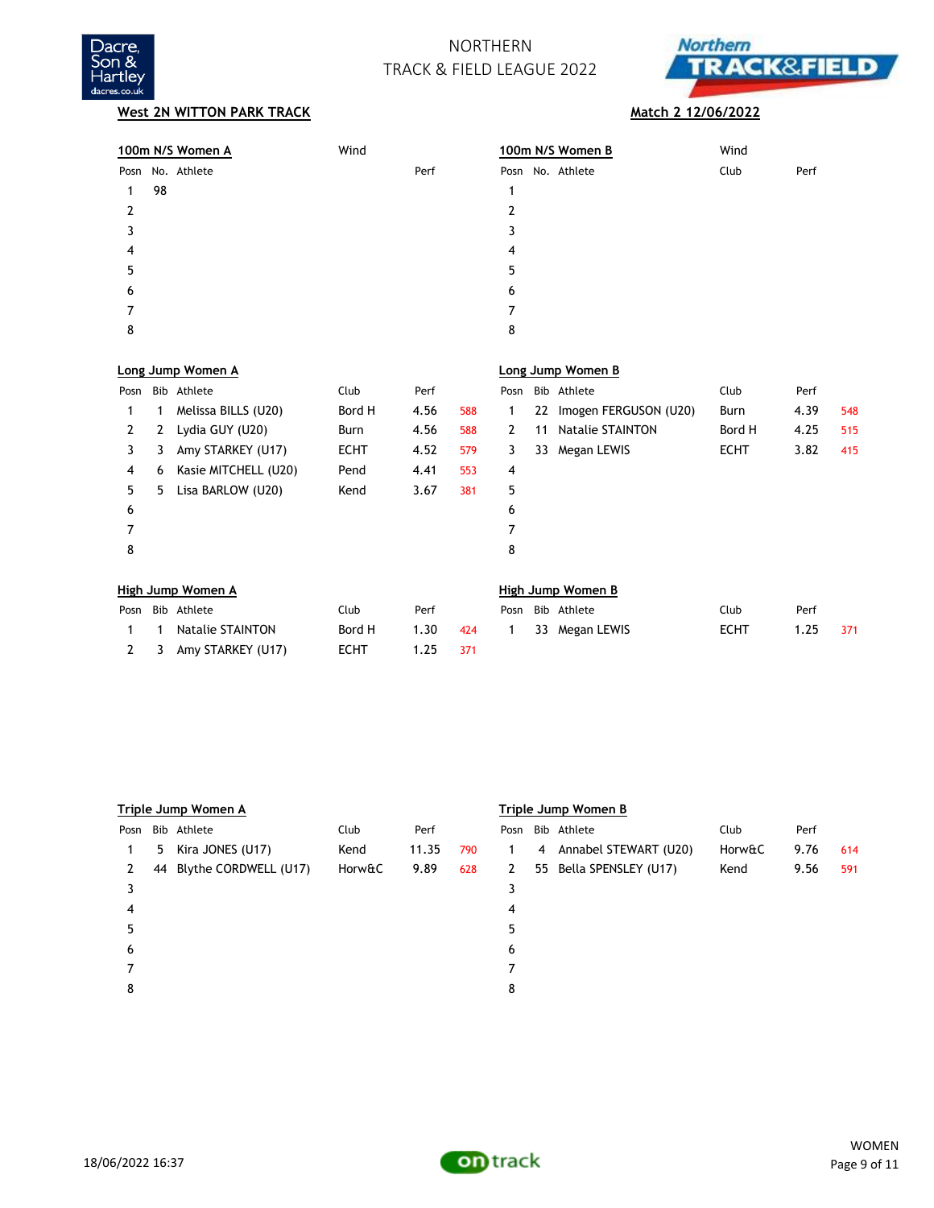NORTHERN
TRACK & FIELD LEAGUE 2022

**West 2N WITTON PARK TRACK** — **Match 2 12/06/2022**

### 100m N/S Women A

Wind

| Posn | No. | Athlete | Perf |
|---|---|---|---|
| 1 | 98 | | |
| 2 | | | |
| 3 | | | |
| 4 | | | |
| 5 | | | |
| 6 | | | |
| 7 | | | |
| 8 | | | |

### 100m N/S Women B

Wind

| Posn | No. | Athlete | Club | Perf |
|---|---|---|---|---|
| 1 | | | | |
| 2 | | | | |
| 3 | | | | |
| 4 | | | | |
| 5 | | | | |
| 6 | | | | |
| 7 | | | | |
| 8 | | | | |

### Long Jump Women A

| Posn | Bib | Athlete | Club | Perf | |
|---|---|---|---|---|---|
| 1 | 1 | Melissa BILLS (U20) | Bord H | 4.56 | 588 |
| 2 | 2 | Lydia GUY (U20) | Burn | 4.56 | 588 |
| 3 | 3 | Amy STARKEY (U17) | ECHT | 4.52 | 579 |
| 4 | 6 | Kasie MITCHELL (U20) | Pend | 4.41 | 553 |
| 5 | 5 | Lisa BARLOW (U20) | Kend | 3.67 | 381 |
| 6 | | | | | |
| 7 | | | | | |
| 8 | | | | | |

### Long Jump Women B

| Posn | Bib | Athlete | Club | Perf | |
|---|---|---|---|---|---|
| 1 | 22 | Imogen FERGUSON (U20) | Burn | 4.39 | 548 |
| 2 | 11 | Natalie STAINTON | Bord H | 4.25 | 515 |
| 3 | 33 | Megan LEWIS | ECHT | 3.82 | 415 |
| 4 | | | | | |
| 5 | | | | | |
| 6 | | | | | |
| 7 | | | | | |
| 8 | | | | | |

### High Jump Women A

| Posn | Bib | Athlete | Club | Perf | |
|---|---|---|---|---|---|
| 1 | 1 | Natalie STAINTON | Bord H | 1.30 | 424 |
| 2 | 3 | Amy STARKEY (U17) | ECHT | 1.25 | 371 |

### High Jump Women B

| Posn | Bib | Athlete | Club | Perf | |
|---|---|---|---|---|---|
| 1 | 33 | Megan LEWIS | ECHT | 1.25 | 371 |

### Triple Jump Women A

| Posn | Bib | Athlete | Club | Perf | |
|---|---|---|---|---|---|
| 1 | 5 | Kira JONES (U17) | Kend | 11.35 | 790 |
| 2 | 44 | Blythe CORDWELL (U17) | Horw&C | 9.89 | 628 |
| 3 | | | | | |
| 4 | | | | | |
| 5 | | | | | |
| 6 | | | | | |
| 7 | | | | | |
| 8 | | | | | |

### Triple Jump Women B

| Posn | Bib | Athlete | Club | Perf | |
|---|---|---|---|---|---|
| 1 | 4 | Annabel STEWART (U20) | Horw&C | 9.76 | 614 |
| 2 | 55 | Bella SPENSLEY (U17) | Kend | 9.56 | 591 |
| 3 | | | | | |
| 4 | | | | | |
| 5 | | | | | |
| 6 | | | | | |
| 7 | | | | | |
| 8 | | | | | |

18/06/2022 16:37

WOMEN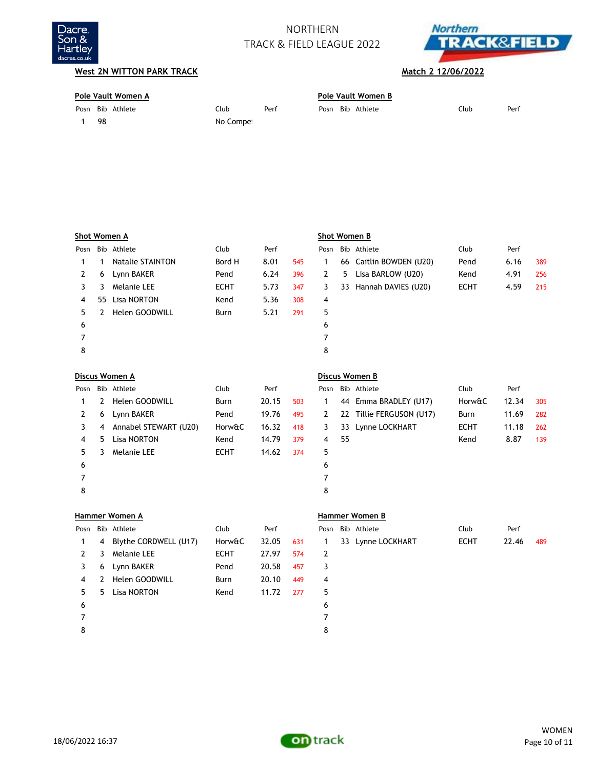NORTHERN
TRACK & FIELD LEAGUE 2022

**West 2N WITTON PARK TRACK**

**Match 2 12/06/2022**

**Pole Vault Women A**

| Posn | Bib | Athlete | Club | Perf | |
|---|---|---|---|---|---|
| 1 | 98 | | No Compet | | |

**Pole Vault Women B**

| Posn | Bib | Athlete | Club | Perf | |
|---|---|---|---|---|---|

**Shot Women A**

| Posn | Bib | Athlete | Club | Perf | |
|---|---|---|---|---|---|
| 1 | 1 | Natalie STAINTON | Bord H | 8.01 | 545 |
| 2 | 6 | Lynn BAKER | Pend | 6.24 | 396 |
| 3 | 3 | Melanie LEE | ECHT | 5.73 | 347 |
| 4 | 55 | Lisa NORTON | Kend | 5.36 | 308 |
| 5 | 2 | Helen GOODWILL | Burn | 5.21 | 291 |
| 6 | | | | | |
| 7 | | | | | |
| 8 | | | | | |

**Shot Women B**

| Posn | Bib | Athlete | Club | Perf | |
|---|---|---|---|---|---|
| 1 | 66 | Caitlin BOWDEN (U20) | Pend | 6.16 | 389 |
| 2 | 5 | Lisa BARLOW (U20) | Kend | 4.91 | 256 |
| 3 | 33 | Hannah DAVIES (U20) | ECHT | 4.59 | 215 |
| 4 | | | | | |
| 5 | | | | | |
| 6 | | | | | |
| 7 | | | | | |
| 8 | | | | | |

**Discus Women A**

| Posn | Bib | Athlete | Club | Perf | |
|---|---|---|---|---|---|
| 1 | 2 | Helen GOODWILL | Burn | 20.15 | 503 |
| 2 | 6 | Lynn BAKER | Pend | 19.76 | 495 |
| 3 | 4 | Annabel STEWART (U20) | Horw&C | 16.32 | 418 |
| 4 | 5 | Lisa NORTON | Kend | 14.79 | 379 |
| 5 | 3 | Melanie LEE | ECHT | 14.62 | 374 |
| 6 | | | | | |
| 7 | | | | | |
| 8 | | | | | |

**Discus Women B**

| Posn | Bib | Athlete | Club | Perf | |
|---|---|---|---|---|---|
| 1 | 44 | Emma BRADLEY (U17) | Horw&C | 12.34 | 305 |
| 2 | 22 | Tillie FERGUSON (U17) | Burn | 11.69 | 282 |
| 3 | 33 | Lynne LOCKHART | ECHT | 11.18 | 262 |
| 4 | 55 | | Kend | 8.87 | 139 |
| 5 | | | | | |
| 6 | | | | | |
| 7 | | | | | |
| 8 | | | | | |

**Hammer Women A**

| Posn | Bib | Athlete | Club | Perf | |
|---|---|---|---|---|---|
| 1 | 4 | Blythe CORDWELL (U17) | Horw&C | 32.05 | 631 |
| 2 | 3 | Melanie LEE | ECHT | 27.97 | 574 |
| 3 | 6 | Lynn BAKER | Pend | 20.58 | 457 |
| 4 | 2 | Helen GOODWILL | Burn | 20.10 | 449 |
| 5 | 5 | Lisa NORTON | Kend | 11.72 | 277 |
| 6 | | | | | |
| 7 | | | | | |
| 8 | | | | | |

**Hammer Women B**

| Posn | Bib | Athlete | Club | Perf | |
|---|---|---|---|---|---|
| 1 | 33 | Lynne LOCKHART | ECHT | 22.46 | 489 |
| 2 | | | | | |
| 3 | | | | | |
| 4 | | | | | |
| 5 | | | | | |
| 6 | | | | | |
| 7 | | | | | |
| 8 | | | | | |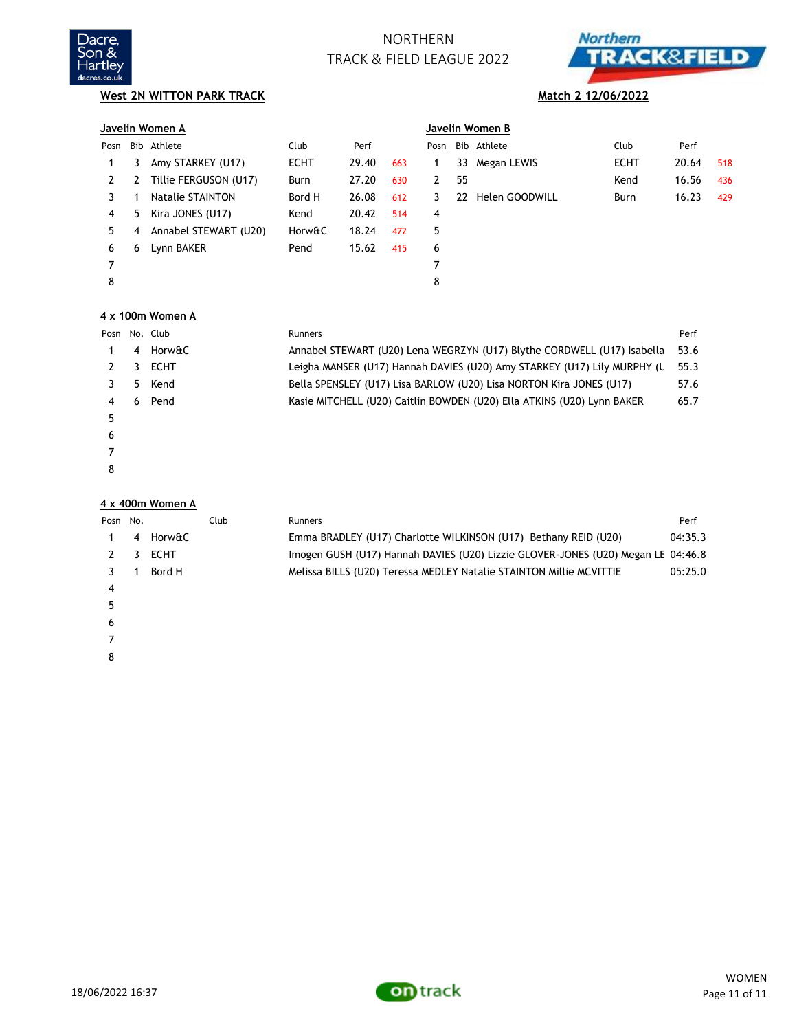NORTHERN
TRACK & FIELD LEAGUE 2022

**West 2N WITTON PARK TRACK** | **Match 2 12/06/2022**

**Javelin Women A**

| Posn | Bib | Athlete | Club | Perf | |
|---|---|---|---|---|---|
| 1 | 3 | Amy STARKEY (U17) | ECHT | 29.40 | 663 |
| 2 | 2 | Tillie FERGUSON (U17) | Burn | 27.20 | 630 |
| 3 | 1 | Natalie STAINTON | Bord H | 26.08 | 612 |
| 4 | 5 | Kira JONES (U17) | Kend | 20.42 | 514 |
| 5 | 4 | Annabel STEWART (U20) | Horw&C | 18.24 | 472 |
| 6 | 6 | Lynn BAKER | Pend | 15.62 | 415 |
| 7 | | | | | |
| 8 | | | | | |

**Javelin Women B**

| Posn | Bib | Athlete | Club | Perf | |
|---|---|---|---|---|---|
| 1 | 33 | Megan LEWIS | ECHT | 20.64 | 518 |
| 2 | 55 | | Kend | 16.56 | 436 |
| 3 | 22 | Helen GOODWILL | Burn | 16.23 | 429 |
| 4 | | | | | |
| 5 | | | | | |
| 6 | | | | | |
| 7 | | | | | |
| 8 | | | | | |

**4 x 100m Women A**

| Posn | No. | Club | Runners | Perf |
|---|---|---|---|---|
| 1 | 4 | Horw&C | Annabel STEWART (U20) Lena WEGRZYN (U17) Blythe CORDWELL (U17) Isabella | 53.6 |
| 2 | 3 | ECHT | Leigha MANSER (U17) Hannah DAVIES (U20) Amy STARKEY (U17) Lily MURPHY (U | 55.3 |
| 3 | 5 | Kend | Bella SPENSLEY (U17) Lisa BARLOW (U20) Lisa NORTON Kira JONES (U17) | 57.6 |
| 4 | 6 | Pend | Kasie MITCHELL (U20) Caitlin BOWDEN (U20) Ella ATKINS (U20) Lynn BAKER | 65.7 |
| 5 | | | | |
| 6 | | | | |
| 7 | | | | |
| 8 | | | | |

**4 x 400m Women A**

| Posn | No. | Club | Runners | Perf |
|---|---|---|---|---|
| 1 | 4 | Horw&C | Emma BRADLEY (U17) Charlotte WILKINSON (U17) Bethany REID (U20) | 04:35.3 |
| 2 | 3 | ECHT | Imogen GUSH (U17) Hannah DAVIES (U20) Lizzie GLOVER-JONES (U20) Megan LE | 04:46.8 |
| 3 | 1 | Bord H | Melissa BILLS (U20) Teressa MEDLEY Natalie STAINTON Millie MCVITTIE | 05:25.0 |
| 4 | | | | |
| 5 | | | | |
| 6 | | | | |
| 7 | | | | |
| 8 | | | | |

18/06/2022 16:37

WOMEN